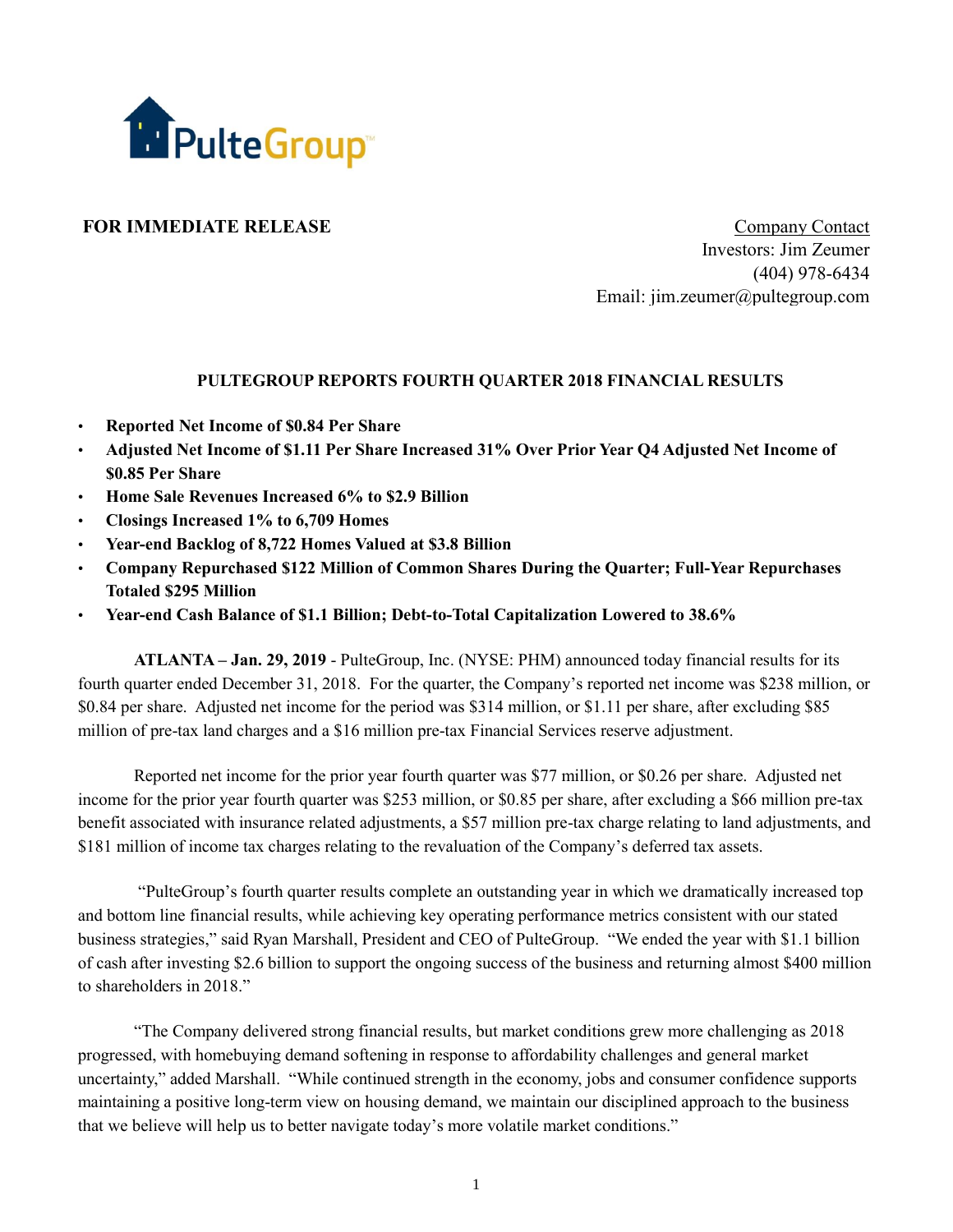PulteGroup™

**FOR IMMEDIATE RELEASE**

Company Contact
Investors: Jim Zeumer
(404) 978-6434
Email: jim.zeumer@pultegroup.com

# PULTEGROUP REPORTS FOURTH QUARTER 2018 FINANCIAL RESULTS

- **Reported Net Income of $0.84 Per Share**
- **Adjusted Net Income of $1.11 Per Share Increased 31% Over Prior Year Q4 Adjusted Net Income of $0.85 Per Share**
- **Home Sale Revenues Increased 6% to $2.9 Billion**
- **Closings Increased 1% to 6,709 Homes**
- **Year-end Backlog of 8,722 Homes Valued at $3.8 Billion**
- **Company Repurchased $122 Million of Common Shares During the Quarter; Full-Year Repurchases Totaled $295 Million**
- **Year-end Cash Balance of $1.1 Billion; Debt-to-Total Capitalization Lowered to 38.6%**

**ATLANTA – Jan. 29, 2019** - PulteGroup, Inc. (NYSE: PHM) announced today financial results for its fourth quarter ended December 31, 2018. For the quarter, the Company's reported net income was $238 million, or $0.84 per share. Adjusted net income for the period was $314 million, or $1.11 per share, after excluding $85 million of pre-tax land charges and a $16 million pre-tax Financial Services reserve adjustment.

Reported net income for the prior year fourth quarter was $77 million, or $0.26 per share. Adjusted net income for the prior year fourth quarter was $253 million, or $0.85 per share, after excluding a $66 million pre-tax benefit associated with insurance related adjustments, a $57 million pre-tax charge relating to land adjustments, and $181 million of income tax charges relating to the revaluation of the Company's deferred tax assets.

"PulteGroup's fourth quarter results complete an outstanding year in which we dramatically increased top and bottom line financial results, while achieving key operating performance metrics consistent with our stated business strategies," said Ryan Marshall, President and CEO of PulteGroup. "We ended the year with $1.1 billion of cash after investing $2.6 billion to support the ongoing success of the business and returning almost $400 million to shareholders in 2018."

"The Company delivered strong financial results, but market conditions grew more challenging as 2018 progressed, with homebuying demand softening in response to affordability challenges and general market uncertainty," added Marshall. "While continued strength in the economy, jobs and consumer confidence supports maintaining a positive long-term view on housing demand, we maintain our disciplined approach to the business that we believe will help us to better navigate today's more volatile market conditions."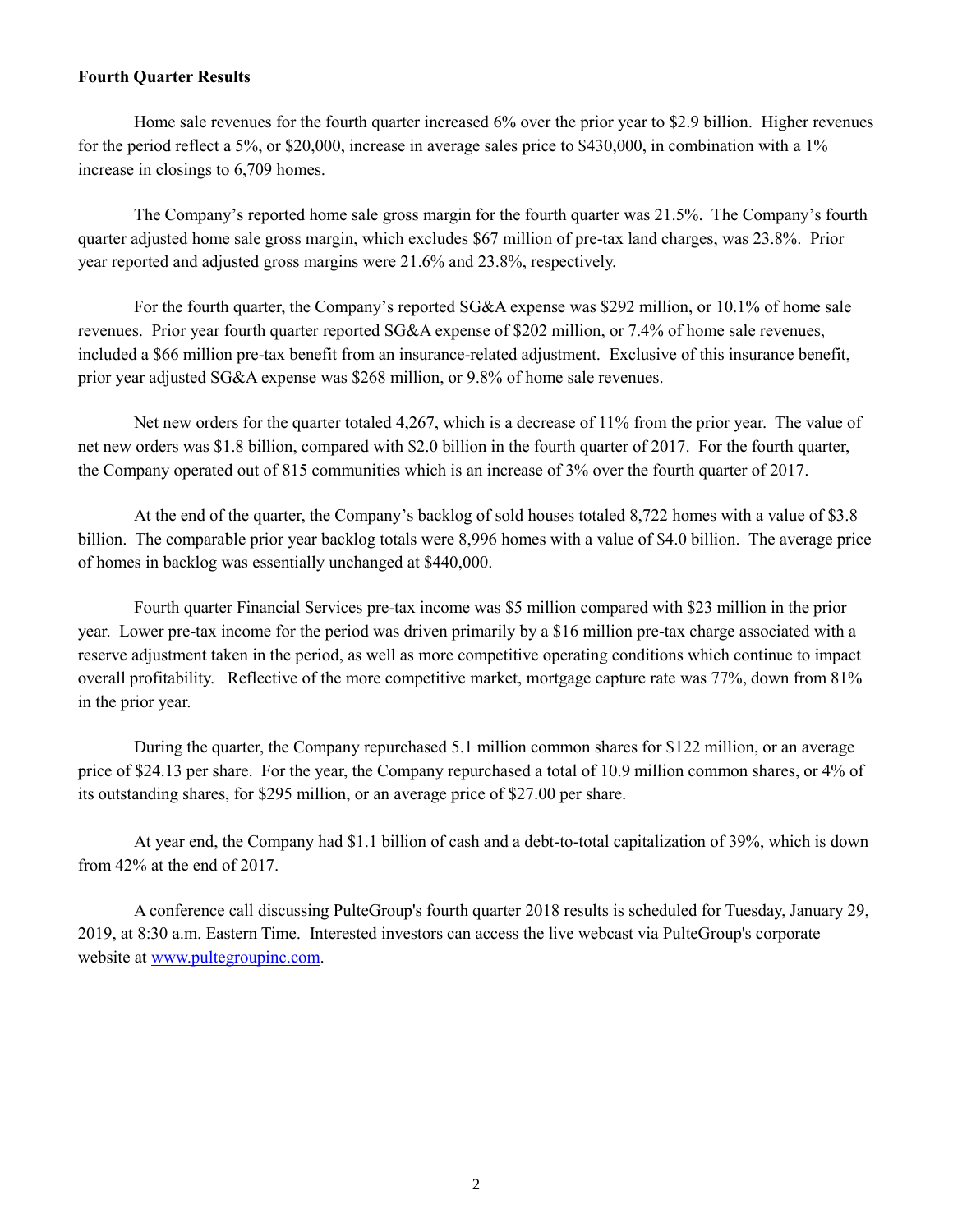**Fourth Quarter Results**

Home sale revenues for the fourth quarter increased 6% over the prior year to $2.9 billion. Higher revenues for the period reflect a 5%, or $20,000, increase in average sales price to $430,000, in combination with a 1% increase in closings to 6,709 homes.

The Company's reported home sale gross margin for the fourth quarter was 21.5%. The Company's fourth quarter adjusted home sale gross margin, which excludes $67 million of pre-tax land charges, was 23.8%. Prior year reported and adjusted gross margins were 21.6% and 23.8%, respectively.

For the fourth quarter, the Company's reported SG&A expense was $292 million, or 10.1% of home sale revenues. Prior year fourth quarter reported SG&A expense of $202 million, or 7.4% of home sale revenues, included a $66 million pre-tax benefit from an insurance-related adjustment. Exclusive of this insurance benefit, prior year adjusted SG&A expense was $268 million, or 9.8% of home sale revenues.

Net new orders for the quarter totaled 4,267, which is a decrease of 11% from the prior year. The value of net new orders was $1.8 billion, compared with $2.0 billion in the fourth quarter of 2017. For the fourth quarter, the Company operated out of 815 communities which is an increase of 3% over the fourth quarter of 2017.

At the end of the quarter, the Company's backlog of sold houses totaled 8,722 homes with a value of $3.8 billion. The comparable prior year backlog totals were 8,996 homes with a value of $4.0 billion. The average price of homes in backlog was essentially unchanged at $440,000.

Fourth quarter Financial Services pre-tax income was $5 million compared with $23 million in the prior year. Lower pre-tax income for the period was driven primarily by a $16 million pre-tax charge associated with a reserve adjustment taken in the period, as well as more competitive operating conditions which continue to impact overall profitability. Reflective of the more competitive market, mortgage capture rate was 77%, down from 81% in the prior year.

During the quarter, the Company repurchased 5.1 million common shares for $122 million, or an average price of $24.13 per share. For the year, the Company repurchased a total of 10.9 million common shares, or 4% of its outstanding shares, for $295 million, or an average price of $27.00 per share.

At year end, the Company had $1.1 billion of cash and a debt-to-total capitalization of 39%, which is down from 42% at the end of 2017.

A conference call discussing PulteGroup's fourth quarter 2018 results is scheduled for Tuesday, January 29, 2019, at 8:30 a.m. Eastern Time. Interested investors can access the live webcast via PulteGroup's corporate website at [www.pultegroupinc.com](http://www.pultegroupinc.com).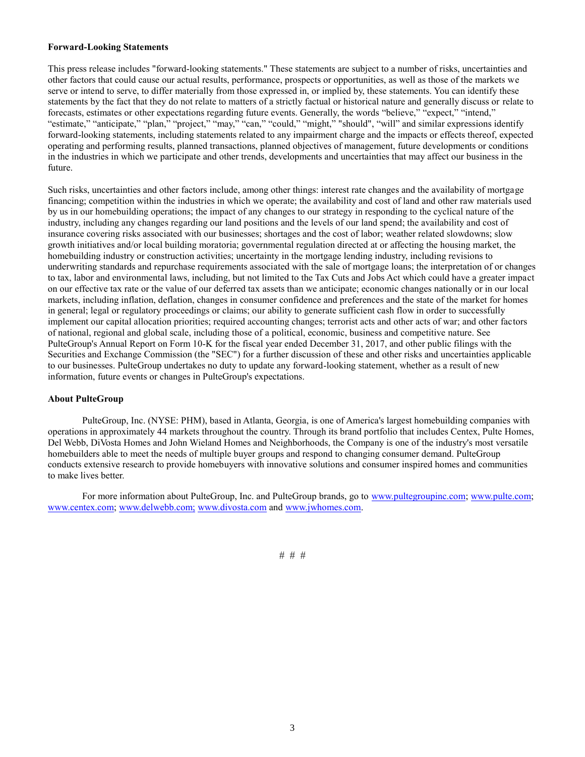**Forward-Looking Statements**

This press release includes "forward-looking statements." These statements are subject to a number of risks, uncertainties and other factors that could cause our actual results, performance, prospects or opportunities, as well as those of the markets we serve or intend to serve, to differ materially from those expressed in, or implied by, these statements. You can identify these statements by the fact that they do not relate to matters of a strictly factual or historical nature and generally discuss or relate to forecasts, estimates or other expectations regarding future events. Generally, the words “believe,” “expect,” “intend,” “estimate,” “anticipate,” “plan,” “project,” “may,” “can,” “could,” “might,” "should", “will” and similar expressions identify forward-looking statements, including statements related to any impairment charge and the impacts or effects thereof, expected operating and performing results, planned transactions, planned objectives of management, future developments or conditions in the industries in which we participate and other trends, developments and uncertainties that may affect our business in the future.

Such risks, uncertainties and other factors include, among other things: interest rate changes and the availability of mortgage financing; competition within the industries in which we operate; the availability and cost of land and other raw materials used by us in our homebuilding operations; the impact of any changes to our strategy in responding to the cyclical nature of the industry, including any changes regarding our land positions and the levels of our land spend; the availability and cost of insurance covering risks associated with our businesses; shortages and the cost of labor; weather related slowdowns; slow growth initiatives and/or local building moratoria; governmental regulation directed at or affecting the housing market, the homebuilding industry or construction activities; uncertainty in the mortgage lending industry, including revisions to underwriting standards and repurchase requirements associated with the sale of mortgage loans; the interpretation of or changes to tax, labor and environmental laws, including, but not limited to the Tax Cuts and Jobs Act which could have a greater impact on our effective tax rate or the value of our deferred tax assets than we anticipate; economic changes nationally or in our local markets, including inflation, deflation, changes in consumer confidence and preferences and the state of the market for homes in general; legal or regulatory proceedings or claims; our ability to generate sufficient cash flow in order to successfully implement our capital allocation priorities; required accounting changes; terrorist acts and other acts of war; and other factors of national, regional and global scale, including those of a political, economic, business and competitive nature. See PulteGroup's Annual Report on Form 10-K for the fiscal year ended December 31, 2017, and other public filings with the Securities and Exchange Commission (the "SEC") for a further discussion of these and other risks and uncertainties applicable to our businesses. PulteGroup undertakes no duty to update any forward-looking statement, whether as a result of new information, future events or changes in PulteGroup's expectations.

**About PulteGroup**

PulteGroup, Inc. (NYSE: PHM), based in Atlanta, Georgia, is one of America's largest homebuilding companies with operations in approximately 44 markets throughout the country. Through its brand portfolio that includes Centex, Pulte Homes, Del Webb, DiVosta Homes and John Wieland Homes and Neighborhoods, the Company is one of the industry's most versatile homebuilders able to meet the needs of multiple buyer groups and respond to changing consumer demand. PulteGroup conducts extensive research to provide homebuyers with innovative solutions and consumer inspired homes and communities to make lives better.

For more information about PulteGroup, Inc. and PulteGroup brands, go to www.pultegroupinc.com; www.pulte.com; www.centex.com; www.delwebb.com; www.divosta.com and www.jwhomes.com.

# # #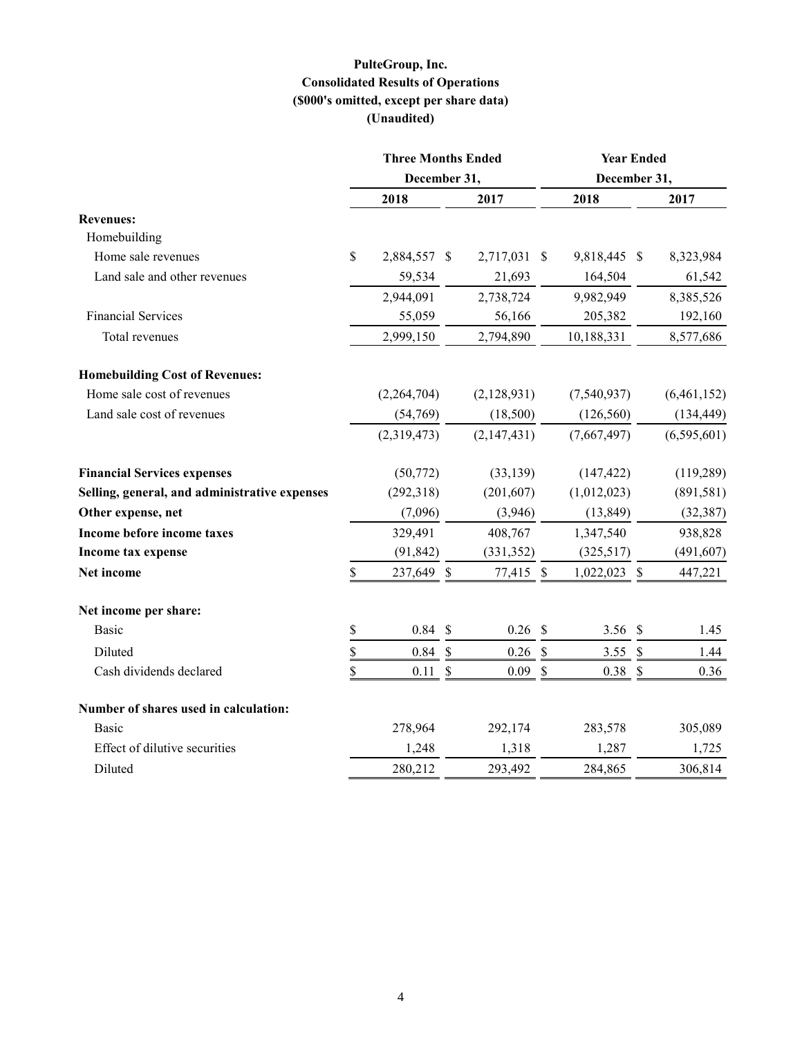**PulteGroup, Inc.**
**Consolidated Results of Operations**
**($000's omitted, except per share data)**
**(Unaudited)**

| | Three Months Ended December 31, | | Year Ended December 31, | |
|---|---|---|---|---|
| | 2018 | 2017 | 2018 | 2017 |
| **Revenues:** | | | | |
| Homebuilding | | | | |
| Home sale revenues | $ 2,884,557 | $ 2,717,031 | $ 9,818,445 | $ 8,323,984 |
| Land sale and other revenues | 59,534 | 21,693 | 164,504 | 61,542 |
| | 2,944,091 | 2,738,724 | 9,982,949 | 8,385,526 |
| Financial Services | 55,059 | 56,166 | 205,382 | 192,160 |
| Total revenues | 2,999,150 | 2,794,890 | 10,188,331 | 8,577,686 |
| **Homebuilding Cost of Revenues:** | | | | |
| Home sale cost of revenues | (2,264,704) | (2,128,931) | (7,540,937) | (6,461,152) |
| Land sale cost of revenues | (54,769) | (18,500) | (126,560) | (134,449) |
| | (2,319,473) | (2,147,431) | (7,667,497) | (6,595,601) |
| **Financial Services expenses** | (50,772) | (33,139) | (147,422) | (119,289) |
| **Selling, general, and administrative expenses** | (292,318) | (201,607) | (1,012,023) | (891,581) |
| **Other expense, net** | (7,096) | (3,946) | (13,849) | (32,387) |
| **Income before income taxes** | 329,491 | 408,767 | 1,347,540 | 938,828 |
| **Income tax expense** | (91,842) | (331,352) | (325,517) | (491,607) |
| **Net income** | $ 237,649 | $ 77,415 | $ 1,022,023 | $ 447,221 |
| **Net income per share:** | | | | |
| Basic | $ 0.84 | $ 0.26 | $ 3.56 | $ 1.45 |
| Diluted | $ 0.84 | $ 0.26 | $ 3.55 | $ 1.44 |
| Cash dividends declared | $ 0.11 | $ 0.09 | $ 0.38 | $ 0.36 |
| **Number of shares used in calculation:** | | | | |
| Basic | 278,964 | 292,174 | 283,578 | 305,089 |
| Effect of dilutive securities | 1,248 | 1,318 | 1,287 | 1,725 |
| Diluted | 280,212 | 293,492 | 284,865 | 306,814 |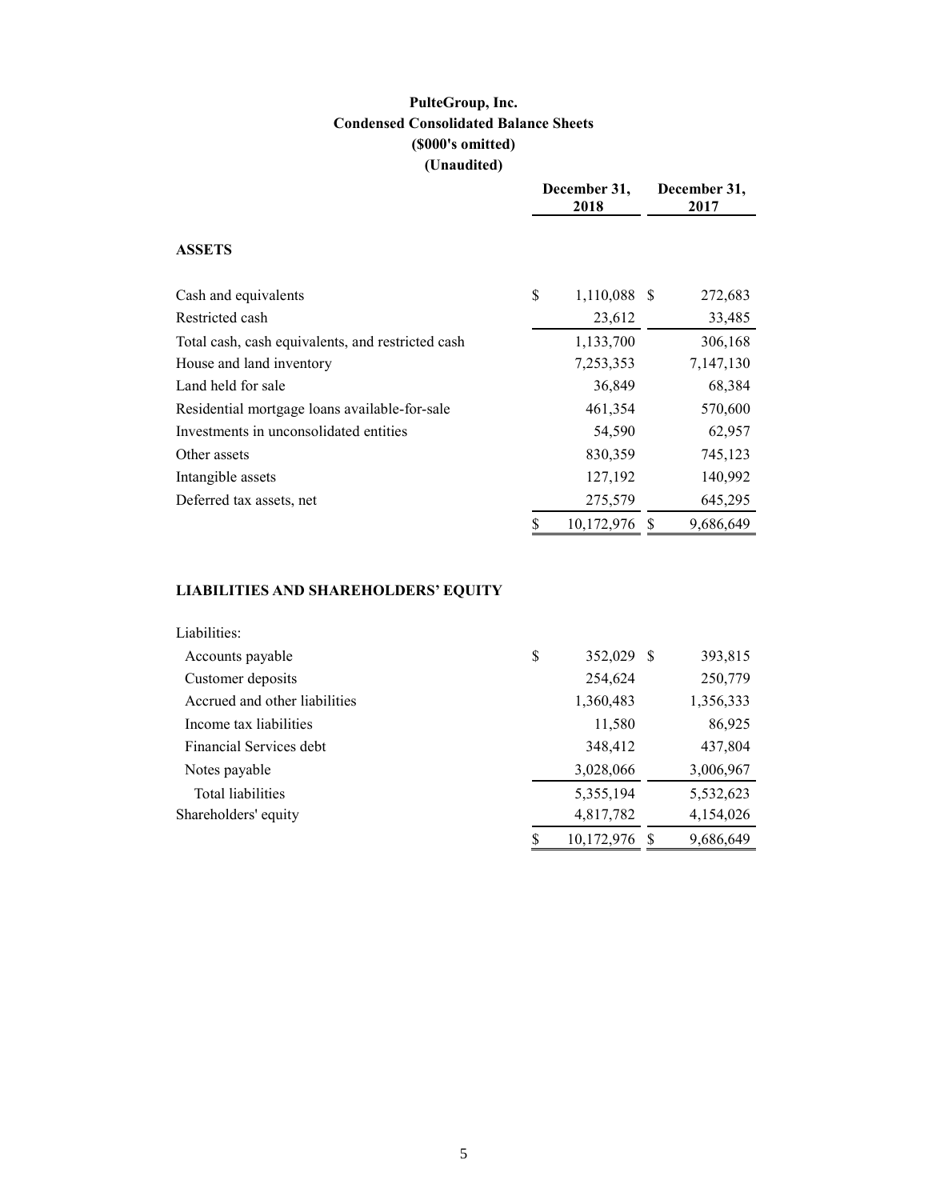# PulteGroup, Inc.
## Condensed Consolidated Balance Sheets
### ($000's omitted)
### (Unaudited)

| | December 31, 2018 | December 31, 2017 |
|---|---|---|
| **ASSETS** | | |
| Cash and equivalents | $ 1,110,088 | $ 272,683 |
| Restricted cash | 23,612 | 33,485 |
| Total cash, cash equivalents, and restricted cash | 1,133,700 | 306,168 |
| House and land inventory | 7,253,353 | 7,147,130 |
| Land held for sale | 36,849 | 68,384 |
| Residential mortgage loans available-for-sale | 461,354 | 570,600 |
| Investments in unconsolidated entities | 54,590 | 62,957 |
| Other assets | 830,359 | 745,123 |
| Intangible assets | 127,192 | 140,992 |
| Deferred tax assets, net | 275,579 | 645,295 |
| | $ 10,172,976 | $ 9,686,649 |
| **LIABILITIES AND SHAREHOLDERS' EQUITY** | | |
| Liabilities: | | |
| Accounts payable | $ 352,029 | $ 393,815 |
| Customer deposits | 254,624 | 250,779 |
| Accrued and other liabilities | 1,360,483 | 1,356,333 |
| Income tax liabilities | 11,580 | 86,925 |
| Financial Services debt | 348,412 | 437,804 |
| Notes payable | 3,028,066 | 3,006,967 |
| Total liabilities | 5,355,194 | 5,532,623 |
| Shareholders' equity | 4,817,782 | 4,154,026 |
| | $ 10,172,976 | $ 9,686,649 |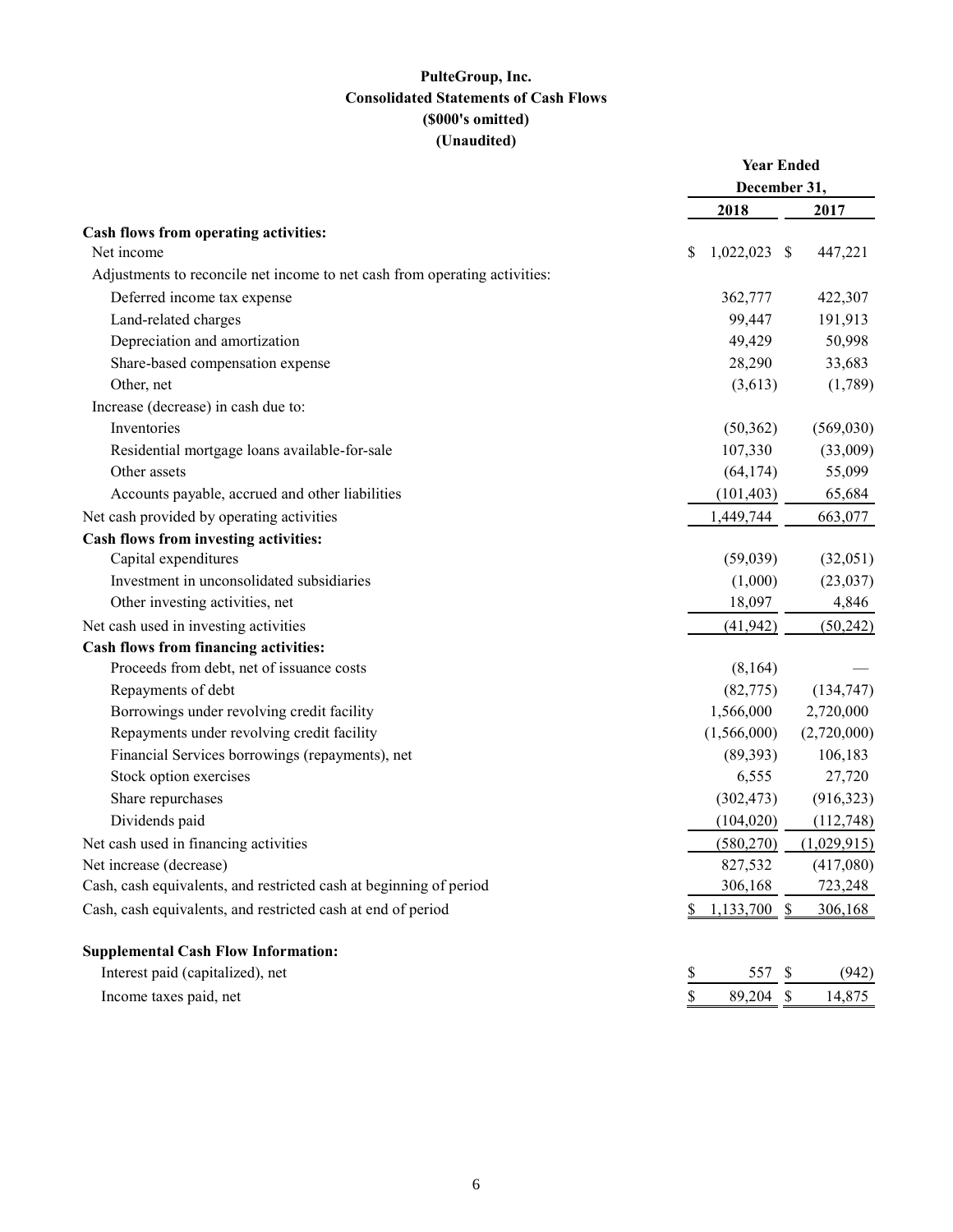**PulteGroup, Inc.**
**Consolidated Statements of Cash Flows**
**($000's omitted)**
**(Unaudited)**

| | Year Ended December 31, | |
|---|---|---|
| | 2018 | 2017 |
| **Cash flows from operating activities:** | | |
| Net income | $ 1,022,023 | $ 447,221 |
| Adjustments to reconcile net income to net cash from operating activities: | | |
| Deferred income tax expense | 362,777 | 422,307 |
| Land-related charges | 99,447 | 191,913 |
| Depreciation and amortization | 49,429 | 50,998 |
| Share-based compensation expense | 28,290 | 33,683 |
| Other, net | (3,613) | (1,789) |
| Increase (decrease) in cash due to: | | |
| Inventories | (50,362) | (569,030) |
| Residential mortgage loans available-for-sale | 107,330 | (33,009) |
| Other assets | (64,174) | 55,099 |
| Accounts payable, accrued and other liabilities | (101,403) | 65,684 |
| Net cash provided by operating activities | 1,449,744 | 663,077 |
| **Cash flows from investing activities:** | | |
| Capital expenditures | (59,039) | (32,051) |
| Investment in unconsolidated subsidiaries | (1,000) | (23,037) |
| Other investing activities, net | 18,097 | 4,846 |
| Net cash used in investing activities | (41,942) | (50,242) |
| **Cash flows from financing activities:** | | |
| Proceeds from debt, net of issuance costs | (8,164) | — |
| Repayments of debt | (82,775) | (134,747) |
| Borrowings under revolving credit facility | 1,566,000 | 2,720,000 |
| Repayments under revolving credit facility | (1,566,000) | (2,720,000) |
| Financial Services borrowings (repayments), net | (89,393) | 106,183 |
| Stock option exercises | 6,555 | 27,720 |
| Share repurchases | (302,473) | (916,323) |
| Dividends paid | (104,020) | (112,748) |
| Net cash used in financing activities | (580,270) | (1,029,915) |
| Net increase (decrease) | 827,532 | (417,080) |
| Cash, cash equivalents, and restricted cash at beginning of period | 306,168 | 723,248 |
| Cash, cash equivalents, and restricted cash at end of period | $ 1,133,700 | $ 306,168 |
| | | |
| **Supplemental Cash Flow Information:** | | |
| Interest paid (capitalized), net | $ 557 | $ (942) |
| Income taxes paid, net | $ 89,204 | $ 14,875 |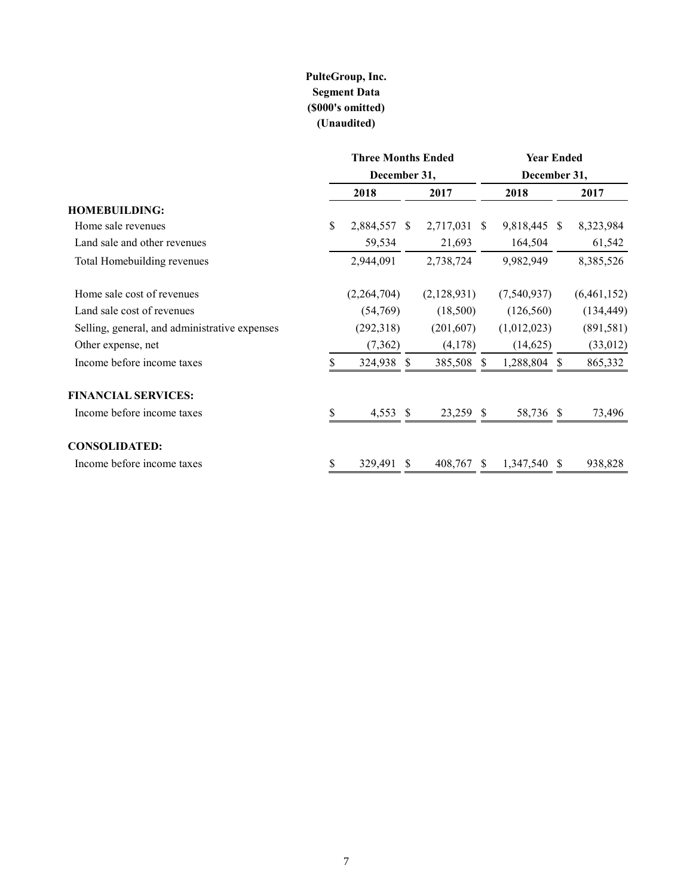**PulteGroup, Inc.**
**Segment Data**
**($000's omitted)**
**(Unaudited)**

| | Three Months Ended December 31, | | Year Ended December 31, | |
|---|---|---|---|---|
| | 2018 | 2017 | 2018 | 2017 |
| **HOMEBUILDING:** | | | | |
| Home sale revenues | $ 2,884,557 | $ 2,717,031 | $ 9,818,445 | $ 8,323,984 |
| Land sale and other revenues | 59,534 | 21,693 | 164,504 | 61,542 |
| Total Homebuilding revenues | 2,944,091 | 2,738,724 | 9,982,949 | 8,385,526 |
| | | | | |
| Home sale cost of revenues | (2,264,704) | (2,128,931) | (7,540,937) | (6,461,152) |
| Land sale cost of revenues | (54,769) | (18,500) | (126,560) | (134,449) |
| Selling, general, and administrative expenses | (292,318) | (201,607) | (1,012,023) | (891,581) |
| Other expense, net | (7,362) | (4,178) | (14,625) | (33,012) |
| Income before income taxes | $ 324,938 | $ 385,508 | $ 1,288,804 | $ 865,332 |
| | | | | |
| **FINANCIAL SERVICES:** | | | | |
| Income before income taxes | $ 4,553 | $ 23,259 | $ 58,736 | $ 73,496 |
| | | | | |
| **CONSOLIDATED:** | | | | |
| Income before income taxes | $ 329,491 | $ 408,767 | $ 1,347,540 | $ 938,828 |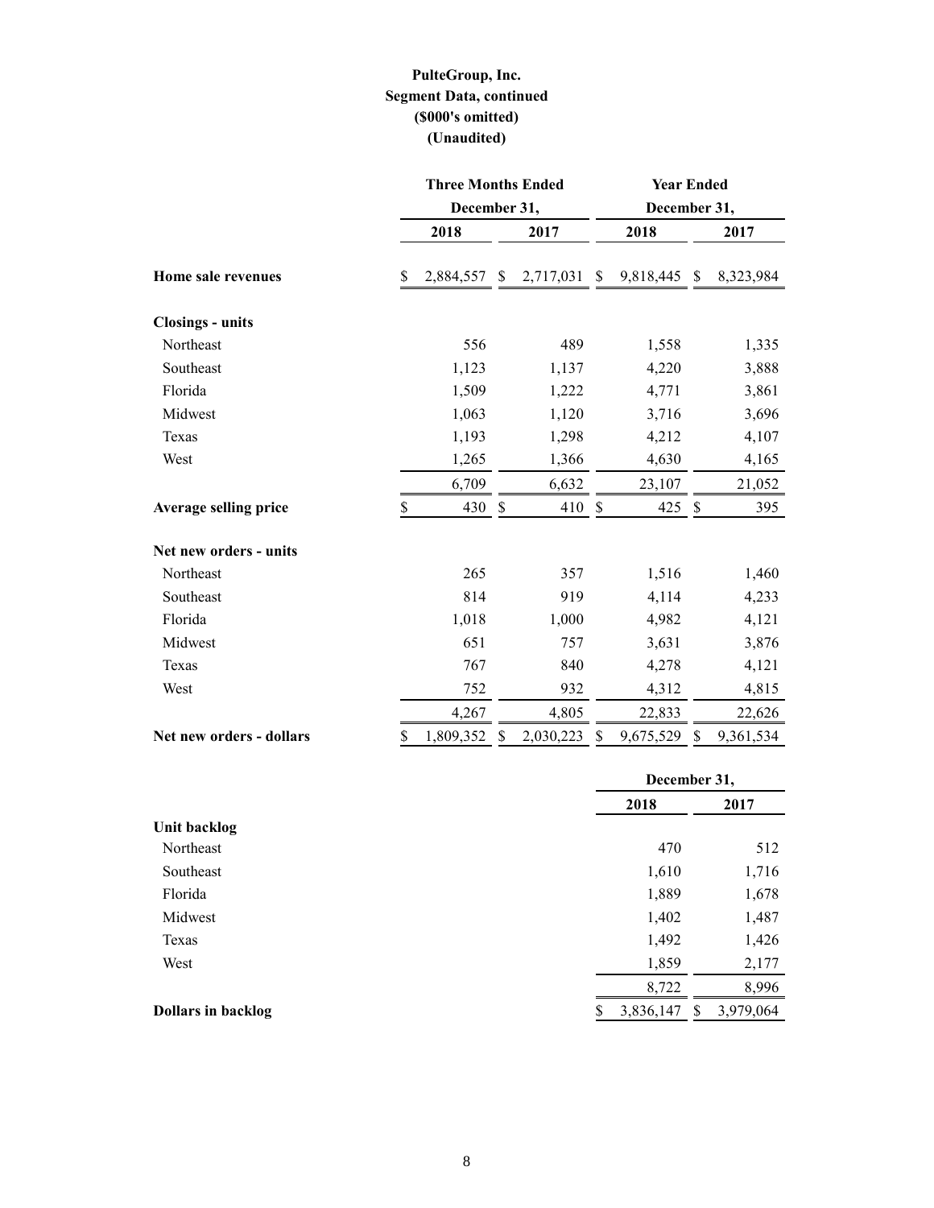# PulteGroup, Inc.
## Segment Data, continued
### ($000's omitted)
### (Unaudited)

| | Three Months Ended December 31, | | Year Ended December 31, | |
|---|---|---|---|---|
| | 2018 | 2017 | 2018 | 2017 |
| **Home sale revenues** | $ 2,884,557 | $ 2,717,031 | $ 9,818,445 | $ 8,323,984 |
| **Closings - units** | | | | |
| Northeast | 556 | 489 | 1,558 | 1,335 |
| Southeast | 1,123 | 1,137 | 4,220 | 3,888 |
| Florida | 1,509 | 1,222 | 4,771 | 3,861 |
| Midwest | 1,063 | 1,120 | 3,716 | 3,696 |
| Texas | 1,193 | 1,298 | 4,212 | 4,107 |
| West | 1,265 | 1,366 | 4,630 | 4,165 |
| | 6,709 | 6,632 | 23,107 | 21,052 |
| **Average selling price** | $ 430 | $ 410 | $ 425 | $ 395 |
| **Net new orders - units** | | | | |
| Northeast | 265 | 357 | 1,516 | 1,460 |
| Southeast | 814 | 919 | 4,114 | 4,233 |
| Florida | 1,018 | 1,000 | 4,982 | 4,121 |
| Midwest | 651 | 757 | 3,631 | 3,876 |
| Texas | 767 | 840 | 4,278 | 4,121 |
| West | 752 | 932 | 4,312 | 4,815 |
| | 4,267 | 4,805 | 22,833 | 22,626 |
| **Net new orders - dollars** | $ 1,809,352 | $ 2,030,223 | $ 9,675,529 | $ 9,361,534 |

| | December 31, | |
|---|---|---|
| | 2018 | 2017 |
| **Unit backlog** | | |
| Northeast | 470 | 512 |
| Southeast | 1,610 | 1,716 |
| Florida | 1,889 | 1,678 |
| Midwest | 1,402 | 1,487 |
| Texas | 1,492 | 1,426 |
| West | 1,859 | 2,177 |
| | 8,722 | 8,996 |
| **Dollars in backlog** | $ 3,836,147 | $ 3,979,064 |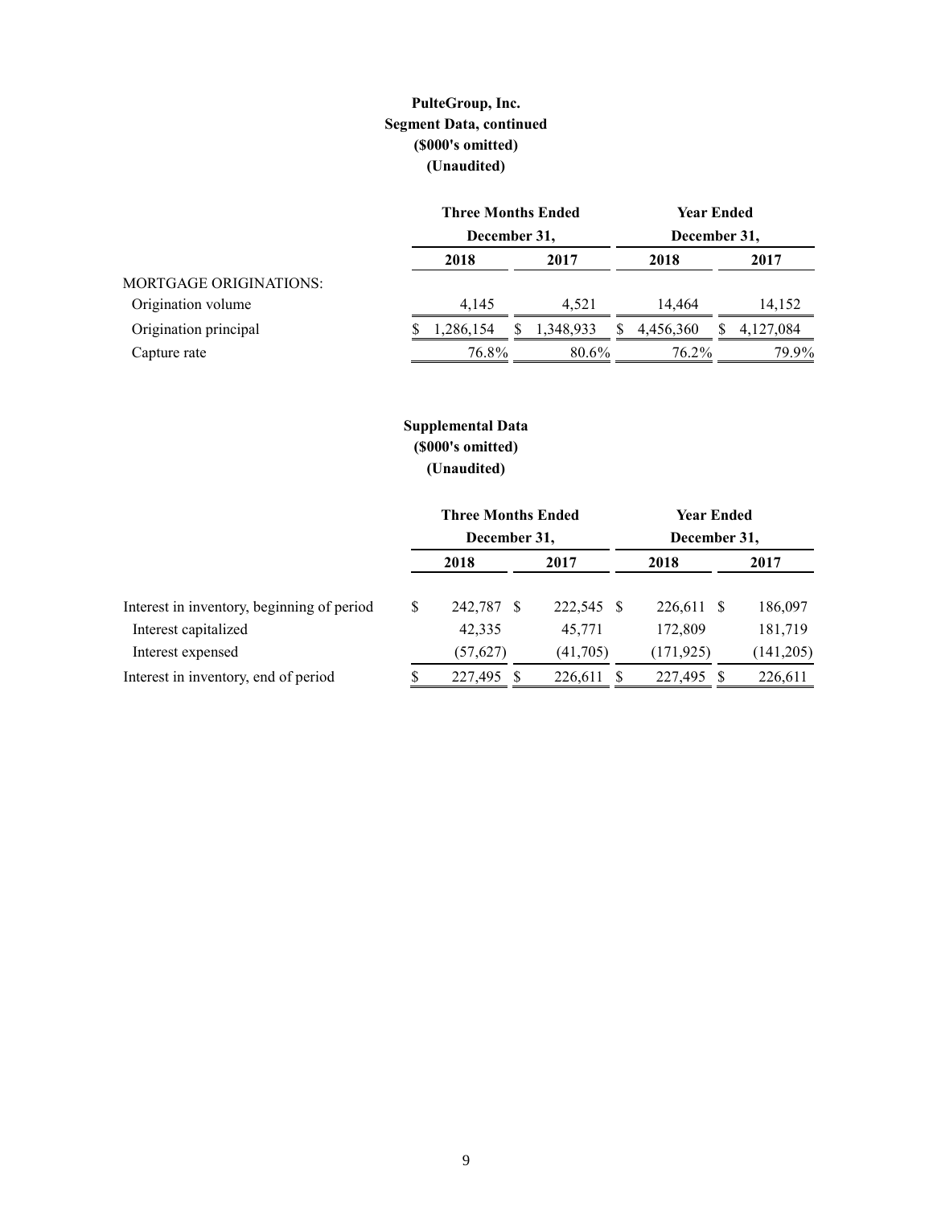**PulteGroup, Inc.**
**Segment Data, continued**
**($000's omitted)**
**(Unaudited)**

| | Three Months Ended December 31, | | Year Ended December 31, | |
|---|---|---|---|---|
| | 2018 | 2017 | 2018 | 2017 |
| MORTGAGE ORIGINATIONS: | | | | |
| Origination volume | 4,145 | 4,521 | 14,464 | 14,152 |
| Origination principal | $ 1,286,154 | $ 1,348,933 | $ 4,456,360 | $ 4,127,084 |
| Capture rate | 76.8% | 80.6% | 76.2% | 79.9% |

**Supplemental Data**
**($000's omitted)**
**(Unaudited)**

| | Three Months Ended December 31, | | Year Ended December 31, | |
|---|---|---|---|---|
| | 2018 | 2017 | 2018 | 2017 |
| Interest in inventory, beginning of period | $ 242,787 | $ 222,545 | $ 226,611 | $ 186,097 |
| Interest capitalized | 42,335 | 45,771 | 172,809 | 181,719 |
| Interest expensed | (57,627) | (41,705) | (171,925) | (141,205) |
| Interest in inventory, end of period | $ 227,495 | $ 226,611 | $ 227,495 | $ 226,611 |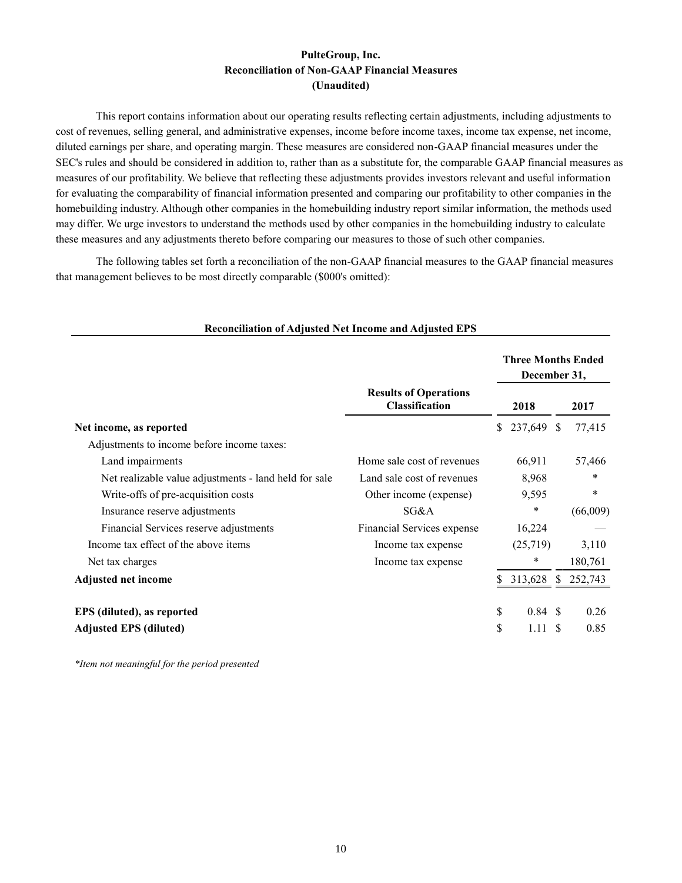**PulteGroup, Inc.**
**Reconciliation of Non-GAAP Financial Measures**
**(Unaudited)**

This report contains information about our operating results reflecting certain adjustments, including adjustments to cost of revenues, selling general, and administrative expenses, income before income taxes, income tax expense, net income, diluted earnings per share, and operating margin. These measures are considered non-GAAP financial measures under the SEC's rules and should be considered in addition to, rather than as a substitute for, the comparable GAAP financial measures as measures of our profitability. We believe that reflecting these adjustments provides investors relevant and useful information for evaluating the comparability of financial information presented and comparing our profitability to other companies in the homebuilding industry. Although other companies in the homebuilding industry report similar information, the methods used may differ. We urge investors to understand the methods used by other companies in the homebuilding industry to calculate these measures and any adjustments thereto before comparing our measures to those of such other companies.

The following tables set forth a reconciliation of the non-GAAP financial measures to the GAAP financial measures that management believes to be most directly comparable ($000's omitted):

**Reconciliation of Adjusted Net Income and Adjusted EPS**

| | Results of Operations Classification | Three Months Ended December 31, | |
|---|---|---|---|
| | | 2018 | 2017 |
| **Net income, as reported** | | $ 237,649 | $ 77,415 |
| Adjustments to income before income taxes: | | | |
| Land impairments | Home sale cost of revenues | 66,911 | 57,466 |
| Net realizable value adjustments - land held for sale | Land sale cost of revenues | 8,968 | * |
| Write-offs of pre-acquisition costs | Other income (expense) | 9,595 | * |
| Insurance reserve adjustments | SG&A | * | (66,009) |
| Financial Services reserve adjustments | Financial Services expense | 16,224 | — |
| Income tax effect of the above items | Income tax expense | (25,719) | 3,110 |
| Net tax charges | Income tax expense | * | 180,761 |
| **Adjusted net income** | | $ 313,628 | $ 252,743 |
| | | | |
| **EPS (diluted), as reported** | | $ 0.84 | $ 0.26 |
| **Adjusted EPS (diluted)** | | $ 1.11 | $ 0.85 |

*\*Item not meaningful for the period presented*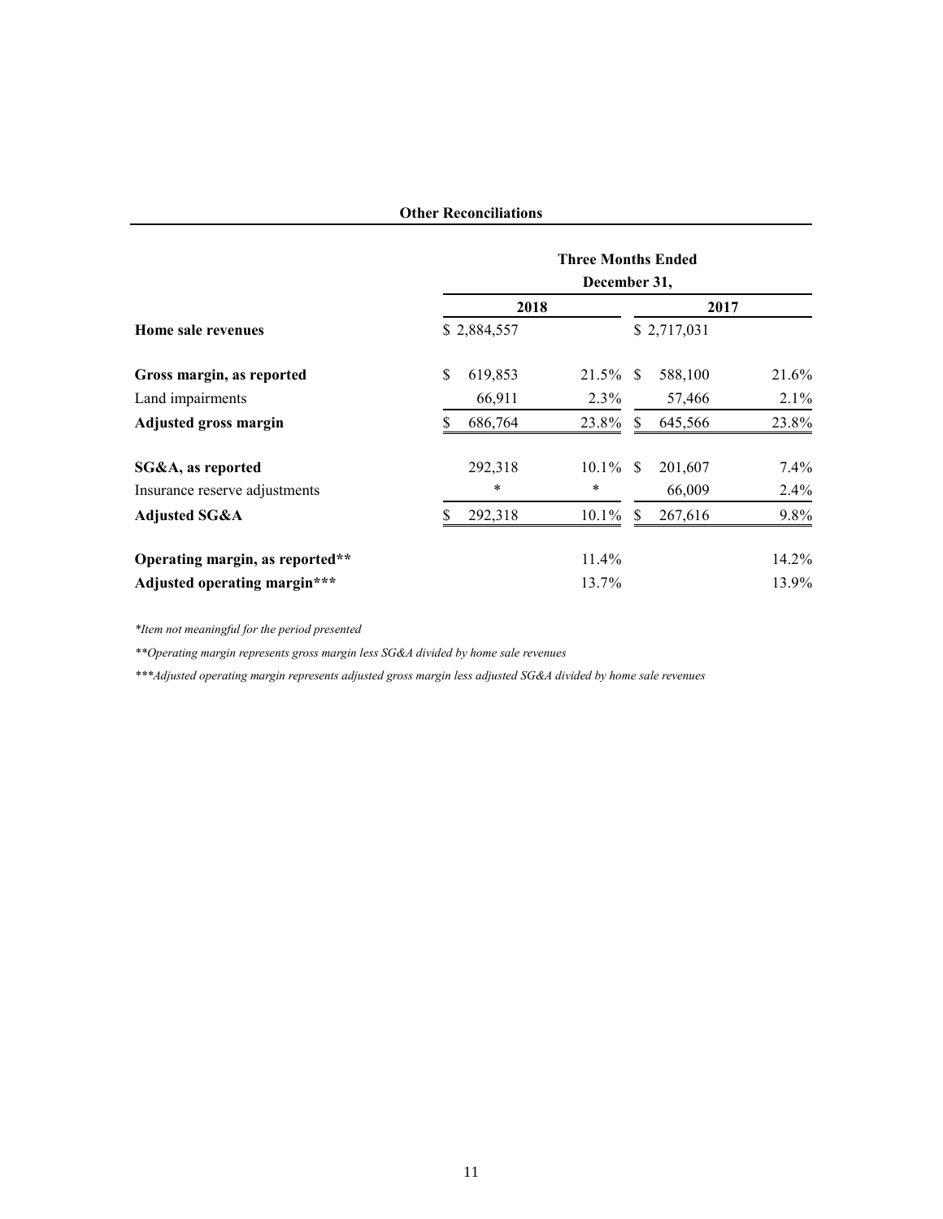## Other Reconciliations

| | Three Months Ended December 31, | | | |
|---|---|---|---|---|
| | 2018 | | 2017 | |
| **Home sale revenues** | $ 2,884,557 | | $ 2,717,031 | |
| **Gross margin, as reported** | $ 619,853 | 21.5% | $ 588,100 | 21.6% |
| Land impairments | 66,911 | 2.3% | 57,466 | 2.1% |
| **Adjusted gross margin** | $ 686,764 | 23.8% | $ 645,566 | 23.8% |
| **SG&A, as reported** | 292,318 | 10.1% | $ 201,607 | 7.4% |
| Insurance reserve adjustments | * | * | 66,009 | 2.4% |
| **Adjusted SG&A** | $ 292,318 | 10.1% | $ 267,616 | 9.8% |
| **Operating margin, as reported**** | | 11.4% | | 14.2% |
| **Adjusted operating margin***** | | 13.7% | | 13.9% |

*\*Item not meaningful for the period presented*

*\*\*Operating margin represents gross margin less SG&A divided by home sale revenues*

*\*\*\*Adjusted operating margin represents adjusted gross margin less adjusted SG&A divided by home sale revenues*